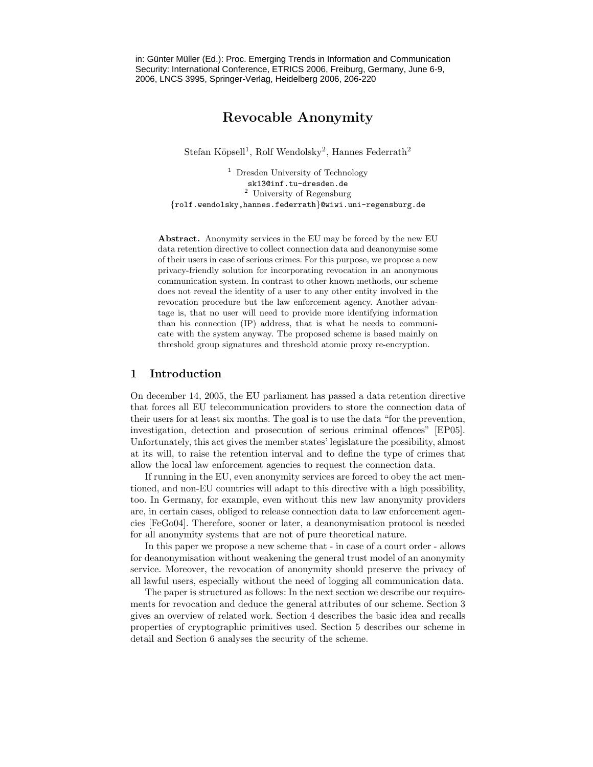in: Günter Müller (Ed.): Proc. Emerging Trends in Information and Communication Security: International Conference, ETRICS 2006, Freiburg, Germany, June 6-9, 2006, LNCS 3995, Springer-Verlag, Heidelberg 2006, 206-220

# Revocable Anonymity

Stefan Köpsell[1], Rolf Wendolsky[2], Hannes Federrath[2]

[1] Dresden University of Technology
sk13@inf.tu-dresden.de
[2] University of Regensburg
{rolf.wendolsky,hannes.federrath}@wiwi.uni-regensburg.de

**Abstract.** Anonymity services in the EU may be forced by the new EU data retention directive to collect connection data and deanonymise some of their users in case of serious crimes. For this purpose, we propose a new privacy-friendly solution for incorporating revocation in an anonymous communication system. In contrast to other known methods, our scheme does not reveal the identity of a user to any other entity involved in the revocation procedure but the law enforcement agency. Another advantage is, that no user will need to provide more identifying information than his connection (IP) address, that is what he needs to communicate with the system anyway. The proposed scheme is based mainly on threshold group signatures and threshold atomic proxy re-encryption.

## 1 Introduction

On december 14, 2005, the EU parliament has passed a data retention directive that forces all EU telecommunication providers to store the connection data of their users for at least six months. The goal is to use the data "for the prevention, investigation, detection and prosecution of serious criminal offences" [EP05]. Unfortunately, this act gives the member states' legislature the possibility, almost at its will, to raise the retention interval and to define the type of crimes that allow the local law enforcement agencies to request the connection data.

If running in the EU, even anonymity services are forced to obey the act mentioned, and non-EU countries will adapt to this directive with a high possibility, too. In Germany, for example, even without this new law anonymity providers are, in certain cases, obliged to release connection data to law enforcement agencies [FeGo04]. Therefore, sooner or later, a deanonymisation protocol is needed for all anonymity systems that are not of pure theoretical nature.

In this paper we propose a new scheme that - in case of a court order - allows for deanonymisation without weakening the general trust model of an anonymity service. Moreover, the revocation of anonymity should preserve the privacy of all lawful users, especially without the need of logging all communication data.

The paper is structured as follows: In the next section we describe our requirements for revocation and deduce the general attributes of our scheme. Section 3 gives an overview of related work. Section 4 describes the basic idea and recalls properties of cryptographic primitives used. Section 5 describes our scheme in detail and Section 6 analyses the security of the scheme.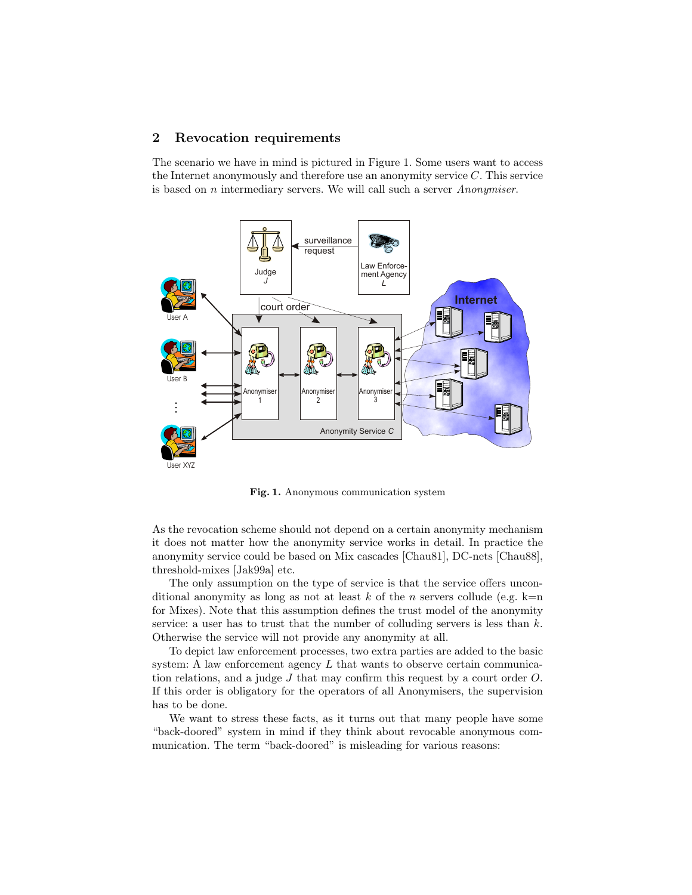## 2 Revocation requirements

The scenario we have in mind is pictured in Figure 1. Some users want to access the Internet anonymously and therefore use an anonymity service $C$. This service is based on $n$ intermediary servers. We will call such a server *Anonymiser*.

**Fig. 1.** Anonymous communication system

As the revocation scheme should not depend on a certain anonymity mechanism it does not matter how the anonymity service works in detail. In practice the anonymity service could be based on Mix cascades [Chau81], DC-nets [Chau88], threshold-mixes [Jak99a] etc.

The only assumption on the type of service is that the service offers unconditional anonymity as long as not at least $k$ of the $n$ servers collude (e.g. k=n for Mixes). Note that this assumption defines the trust model of the anonymity service: a user has to trust that the number of colluding servers is less than $k$. Otherwise the service will not provide any anonymity at all.

To depict law enforcement processes, two extra parties are added to the basic system: A law enforcement agency $L$ that wants to observe certain communication relations, and a judge $J$ that may confirm this request by a court order $O$. If this order is obligatory for the operators of all Anonymisers, the supervision has to be done.

We want to stress these facts, as it turns out that many people have some "back-doored" system in mind if they think about revocable anonymous communication. The term "back-doored" is misleading for various reasons: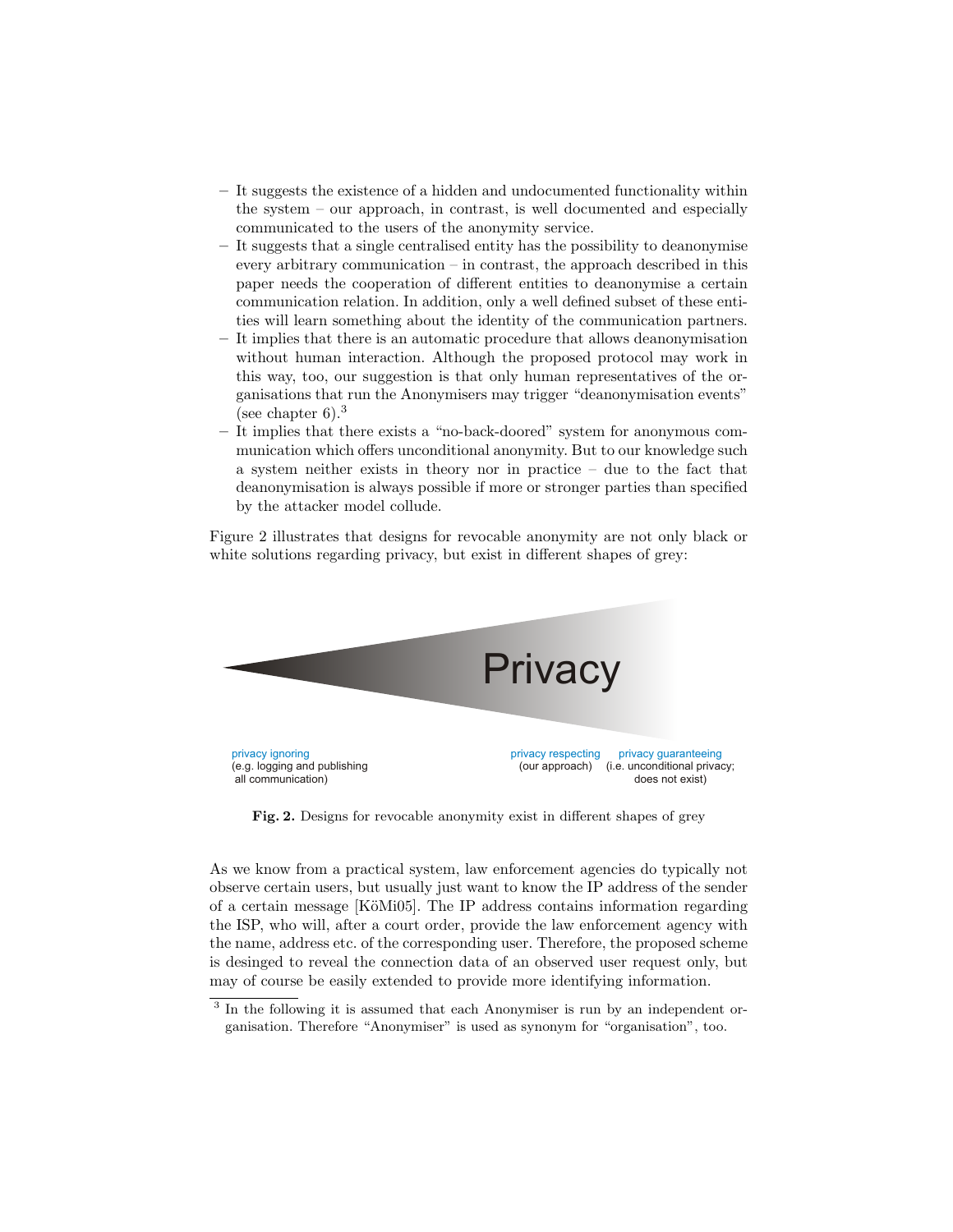- It suggests the existence of a hidden and undocumented functionality within the system – our approach, in contrast, is well documented and especially communicated to the users of the anonymity service.
- It suggests that a single centralised entity has the possibility to deanonymise every arbitrary communication – in contrast, the approach described in this paper needs the cooperation of different entities to deanonymise a certain communication relation. In addition, only a well defined subset of these entities will learn something about the identity of the communication partners.
- It implies that there is an automatic procedure that allows deanonymisation without human interaction. Although the proposed protocol may work in this way, too, our suggestion is that only human representatives of the organisations that run the Anonymisers may trigger "deanonymisation events" (see chapter 6).[3]
- It implies that there exists a "no-back-doored" system for anonymous communication which offers unconditional anonymity. But to our knowledge such a system neither exists in theory nor in practice – due to the fact that deanonymisation is always possible if more or stronger parties than specified by the attacker model collude.

Figure 2 illustrates that designs for revocable anonymity are not only black or white solutions regarding privacy, but exist in different shapes of grey:

Privacy

privacy ignoring (e.g. logging and publishing all communication)

privacy respecting (our approach)

privacy guaranteeing (i.e. unconditional privacy; does not exist)

**Fig. 2.** Designs for revocable anonymity exist in different shapes of grey

As we know from a practical system, law enforcement agencies do typically not observe certain users, but usually just want to know the IP address of the sender of a certain message [KöMi05]. The IP address contains information regarding the ISP, who will, after a court order, provide the law enforcement agency with the name, address etc. of the corresponding user. Therefore, the proposed scheme is desinged to reveal the connection data of an observed user request only, but may of course be easily extended to provide more identifying information.

[3] In the following it is assumed that each Anonymiser is run by an independent organisation. Therefore "Anonymiser" is used as synonym for "organisation", too.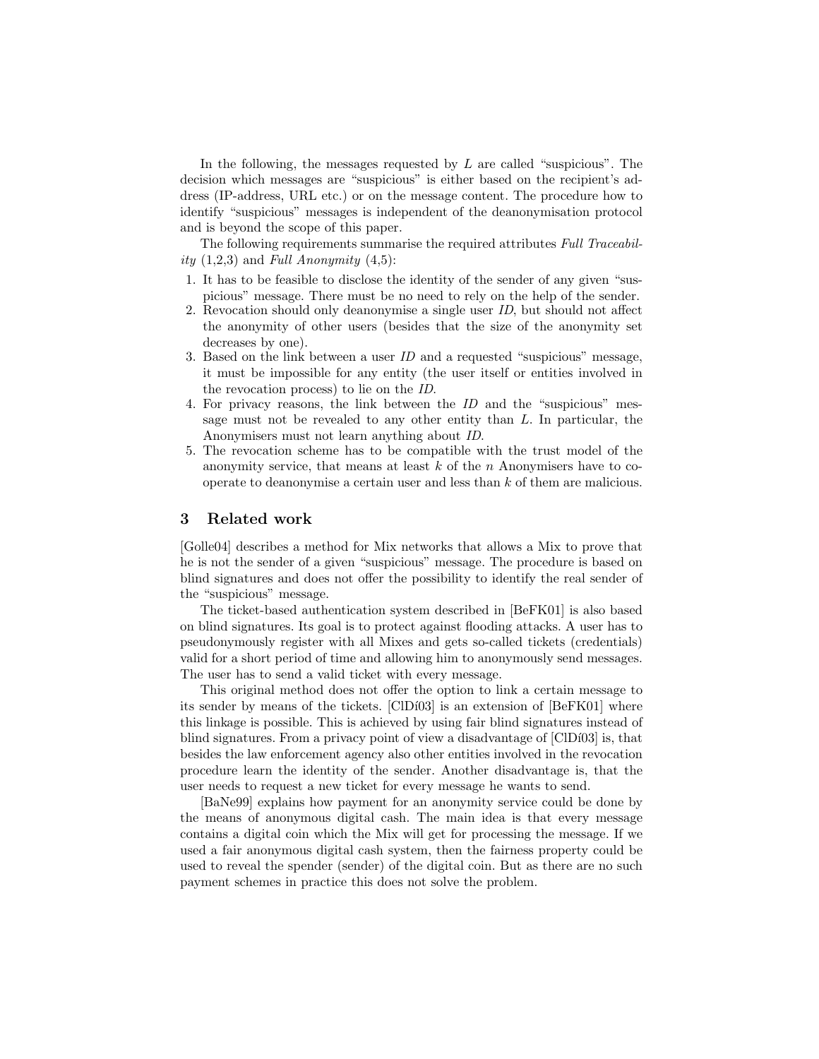In the following, the messages requested by $L$ are called "suspicious". The decision which messages are "suspicious" is either based on the recipient's address (IP-address, URL etc.) or on the message content. The procedure how to identify "suspicious" messages is independent of the deanonymisation protocol and is beyond the scope of this paper.

The following requirements summarise the required attributes *Full Traceability* (1,2,3) and *Full Anonymity* (4,5):

1. It has to be feasible to disclose the identity of the sender of any given "suspicious" message. There must be no need to rely on the help of the sender.
2. Revocation should only deanonymise a single user *ID*, but should not affect the anonymity of other users (besides that the size of the anonymity set decreases by one).
3. Based on the link between a user *ID* and a requested "suspicious" message, it must be impossible for any entity (the user itself or entities involved in the revocation process) to lie on the *ID*.
4. For privacy reasons, the link between the *ID* and the "suspicious" message must not be revealed to any other entity than $L$. In particular, the Anonymisers must not learn anything about *ID*.
5. The revocation scheme has to be compatible with the trust model of the anonymity service, that means at least $k$ of the $n$ Anonymisers have to cooperate to deanonymise a certain user and less than $k$ of them are malicious.

## 3 Related work

[Golle04] describes a method for Mix networks that allows a Mix to prove that he is not the sender of a given "suspicious" message. The procedure is based on blind signatures and does not offer the possibility to identify the real sender of the "suspicious" message.

The ticket-based authentication system described in [BeFK01] is also based on blind signatures. Its goal is to protect against flooding attacks. A user has to pseudonymously register with all Mixes and gets so-called tickets (credentials) valid for a short period of time and allowing him to anonymously send messages. The user has to send a valid ticket with every message.

This original method does not offer the option to link a certain message to its sender by means of the tickets. [ClDí03] is an extension of [BeFK01] where this linkage is possible. This is achieved by using fair blind signatures instead of blind signatures. From a privacy point of view a disadvantage of [ClDí03] is, that besides the law enforcement agency also other entities involved in the revocation procedure learn the identity of the sender. Another disadvantage is, that the user needs to request a new ticket for every message he wants to send.

[BaNe99] explains how payment for an anonymity service could be done by the means of anonymous digital cash. The main idea is that every message contains a digital coin which the Mix will get for processing the message. If we used a fair anonymous digital cash system, then the fairness property could be used to reveal the spender (sender) of the digital coin. But as there are no such payment schemes in practice this does not solve the problem.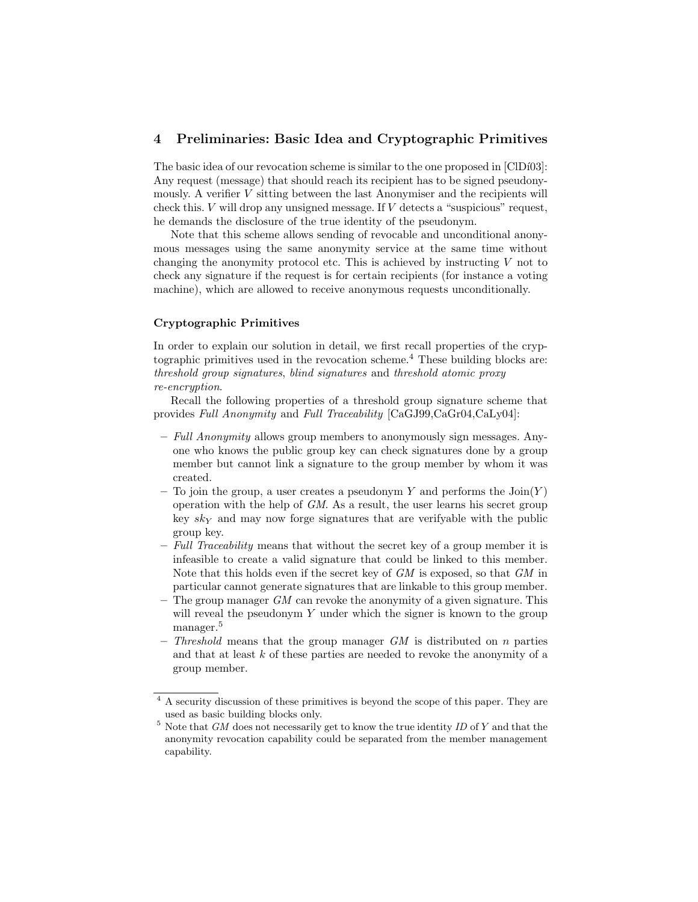## 4 Preliminaries: Basic Idea and Cryptographic Primitives

The basic idea of our revocation scheme is similar to the one proposed in [ClDí03]: Any request (message) that should reach its recipient has to be signed pseudonymously. A verifier $V$ sitting between the last Anonymiser and the recipients will check this. $V$ will drop any unsigned message. If $V$ detects a "suspicious" request, he demands the disclosure of the true identity of the pseudonym.

Note that this scheme allows sending of revocable and unconditional anonymous messages using the same anonymity service at the same time without changing the anonymity protocol etc. This is achieved by instructing $V$ not to check any signature if the request is for certain recipients (for instance a voting machine), which are allowed to receive anonymous requests unconditionally.

### Cryptographic Primitives

In order to explain our solution in detail, we first recall properties of the cryptographic primitives used in the revocation scheme.[4] These building blocks are: *threshold group signatures*, *blind signatures* and *threshold atomic proxy re-encryption*.

Recall the following properties of a threshold group signature scheme that provides *Full Anonymity* and *Full Traceability* [CaGJ99,CaGr04,CaLy04]:

- *Full Anonymity* allows group members to anonymously sign messages. Anyone who knows the public group key can check signatures done by a group member but cannot link a signature to the group member by whom it was created.
- To join the group, a user creates a pseudonym $Y$ and performs the $\mathrm{Join}(Y)$ operation with the help of *GM*. As a result, the user learns his secret group key $sk_Y$ and may now forge signatures that are verifyable with the public group key.
- *Full Traceability* means that without the secret key of a group member it is infeasible to create a valid signature that could be linked to this member. Note that this holds even if the secret key of *GM* is exposed, so that *GM* in particular cannot generate signatures that are linkable to this group member.
- The group manager *GM* can revoke the anonymity of a given signature. This will reveal the pseudonym $Y$ under which the signer is known to the group manager.[5]
- *Threshold* means that the group manager *GM* is distributed on $n$ parties and that at least $k$ of these parties are needed to revoke the anonymity of a group member.

---

[4] A security discussion of these primitives is beyond the scope of this paper. They are used as basic building blocks only.

[5] Note that *GM* does not necessarily get to know the true identity *ID* of $Y$ and that the anonymity revocation capability could be separated from the member management capability.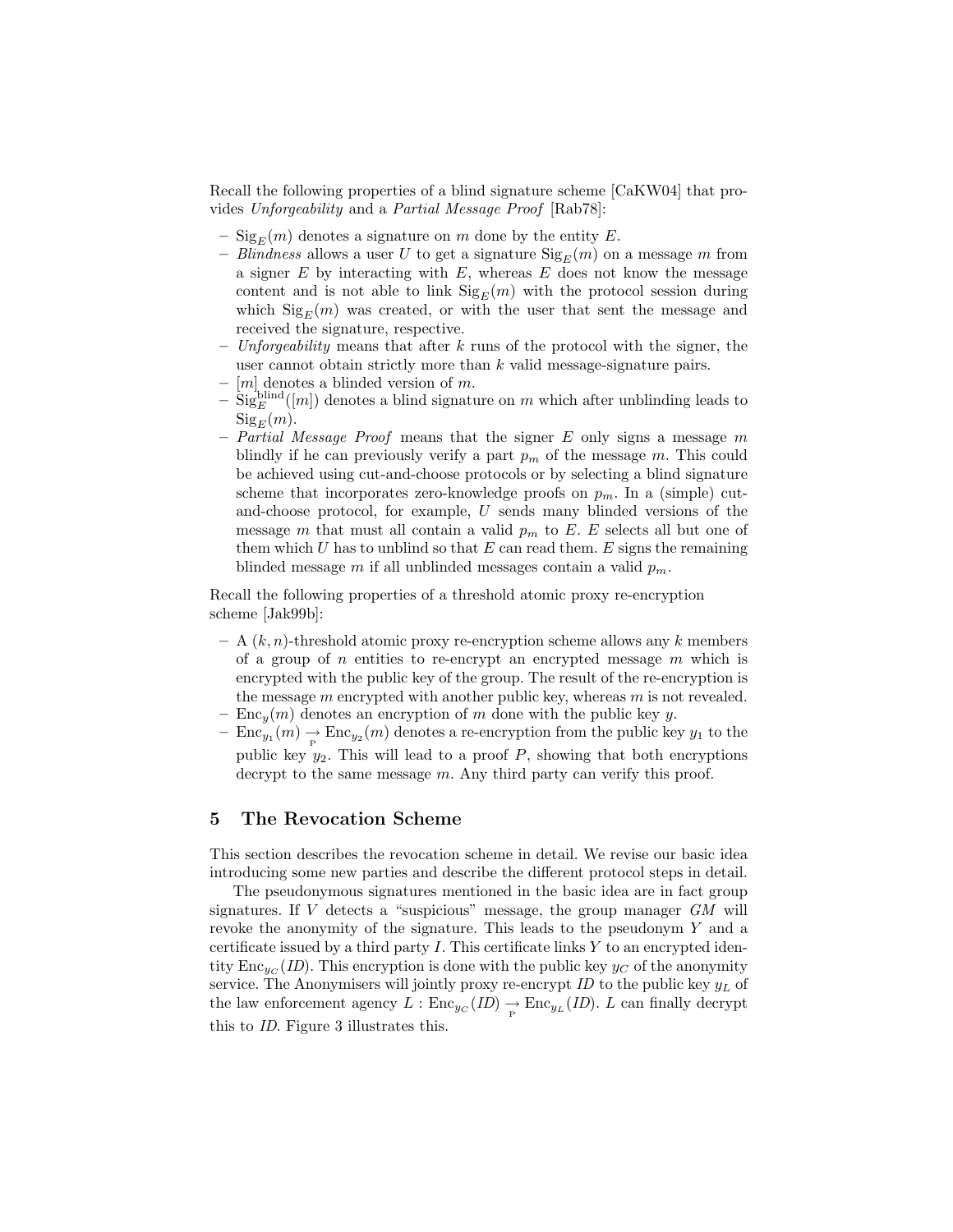Recall the following properties of a blind signature scheme [CaKW04] that provides *Unforgeability* and a *Partial Message Proof* [Rab78]:

- $\text{Sig}_E(m)$ denotes a signature on $m$ done by the entity $E$.
- *Blindness* allows a user $U$ to get a signature $\text{Sig}_E(m)$ on a message $m$ from a signer $E$ by interacting with $E$, whereas $E$ does not know the message content and is not able to link $\text{Sig}_E(m)$ with the protocol session during which $\text{Sig}_E(m)$ was created, or with the user that sent the message and received the signature, respective.
- *Unforgeability* means that after $k$ runs of the protocol with the signer, the user cannot obtain strictly more than $k$ valid message-signature pairs.
- $[m]$ denotes a blinded version of $m$.
- $\text{Sig}_E^{\text{blind}}([m])$ denotes a blind signature on $m$ which after unblinding leads to $\text{Sig}_E(m)$.
- *Partial Message Proof* means that the signer $E$ only signs a message $m$ blindly if he can previously verify a part $p_m$ of the message $m$. This could be achieved using cut-and-choose protocols or by selecting a blind signature scheme that incorporates zero-knowledge proofs on $p_m$. In a (simple) cut-and-choose protocol, for example, $U$ sends many blinded versions of the message $m$ that must all contain a valid $p_m$ to $E$. $E$ selects all but one of them which $U$ has to unblind so that $E$ can read them. $E$ signs the remaining blinded message $m$ if all unblinded messages contain a valid $p_m$.

Recall the following properties of a threshold atomic proxy re-encryption scheme [Jak99b]:

- A $(k, n)$-threshold atomic proxy re-encryption scheme allows any $k$ members of a group of $n$ entities to re-encrypt an encrypted message $m$ which is encrypted with the public key of the group. The result of the re-encryption is the message $m$ encrypted with another public key, whereas $m$ is not revealed.
- $\text{Enc}_y(m)$ denotes an encryption of $m$ done with the public key $y$.
- $\text{Enc}_{y_1}(m) \underset{\text{P}}{\rightarrow} \text{Enc}_{y_2}(m)$ denotes a re-encryption from the public key $y_1$ to the public key $y_2$. This will lead to a proof $P$, showing that both encryptions decrypt to the same message $m$. Any third party can verify this proof.

## 5 The Revocation Scheme

This section describes the revocation scheme in detail. We revise our basic idea introducing some new parties and describe the different protocol steps in detail.

The pseudonymous signatures mentioned in the basic idea are in fact group signatures. If $V$ detects a "suspicious" message, the group manager $GM$ will revoke the anonymity of the signature. This leads to the pseudonym $Y$ and a certificate issued by a third party $I$. This certificate links $Y$ to an encrypted identity $\text{Enc}_{y_C}(ID)$. This encryption is done with the public key $y_C$ of the anonymity service. The Anonymisers will jointly proxy re-encrypt $ID$ to the public key $y_L$ of the law enforcement agency $L : \text{Enc}_{y_C}(ID) \underset{\text{P}}{\rightarrow} \text{Enc}_{y_L}(ID)$. $L$ can finally decrypt this to $ID$. Figure 3 illustrates this.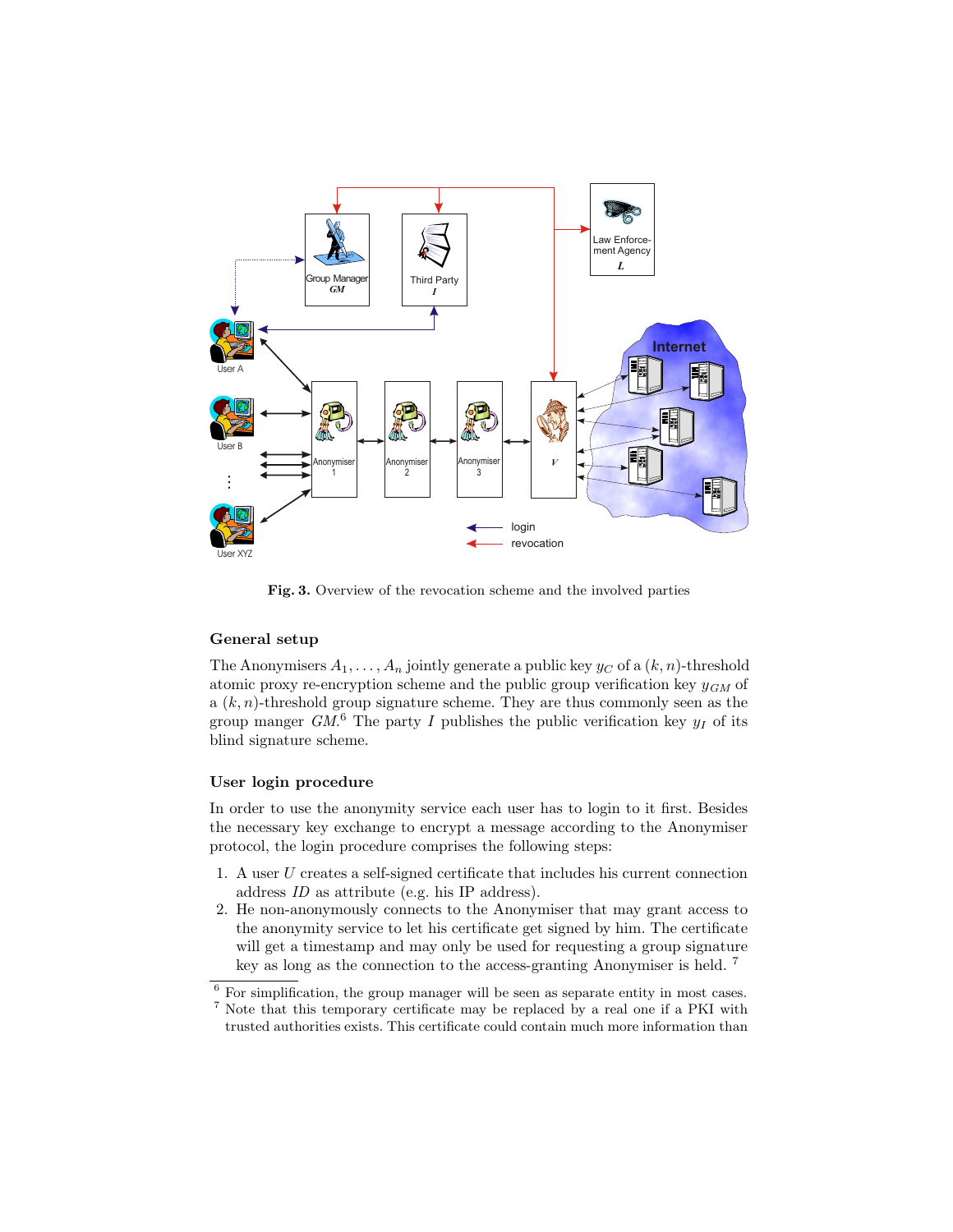Fig. 3. Overview of the revocation scheme and the involved parties

### General setup

The Anonymisers $A_1, \ldots, A_n$ jointly generate a public key $y_C$ of a $(k,n)$-threshold atomic proxy re-encryption scheme and the public group verification key $y_{GM}$ of a $(k,n)$-threshold group signature scheme. They are thus commonly seen as the group manger $GM$.[6] The party $I$ publishes the public verification key $y_I$ of its blind signature scheme.

### User login procedure

In order to use the anonymity service each user has to login to it first. Besides the necessary key exchange to encrypt a message according to the Anonymiser protocol, the login procedure comprises the following steps:

1. A user $U$ creates a self-signed certificate that includes his current connection address $ID$ as attribute (e.g. his IP address).
2. He non-anonymously connects to the Anonymiser that may grant access to the anonymity service to let his certificate get signed by him. The certificate will get a timestamp and may only be used for requesting a group signature key as long as the connection to the access-granting Anonymiser is held. [7]

[6] For simplification, the group manager will be seen as separate entity in most cases.

[7] Note that this temporary certificate may be replaced by a real one if a PKI with trusted authorities exists. This certificate could contain much more information than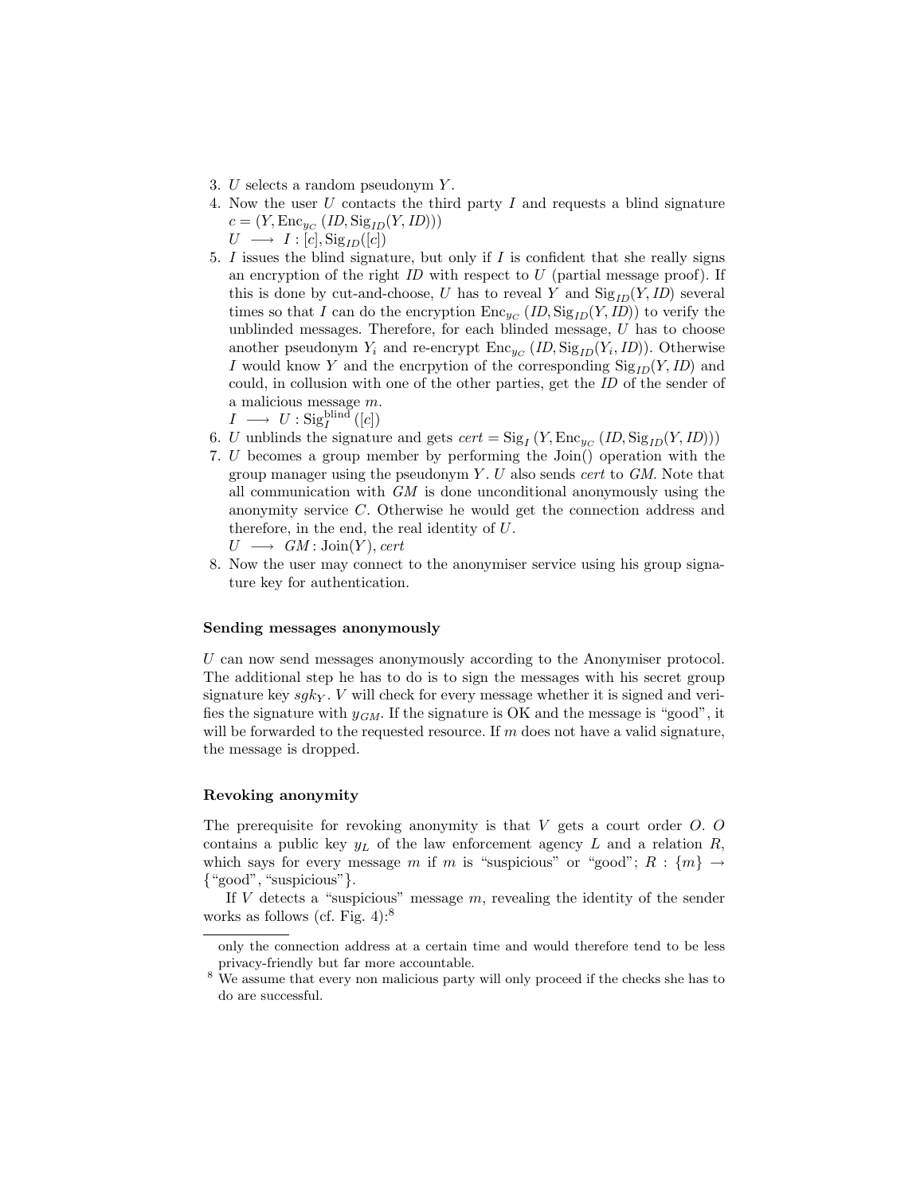3. $U$ selects a random pseudonym $Y$.
4. Now the user $U$ contacts the third party $I$ and requests a blind signature $c = (Y, \mathrm{Enc}_{y_C}(ID, \mathrm{Sig}_{ID}(Y, ID)))$
   $U \longrightarrow I : [c], \mathrm{Sig}_{ID}([c])$
5. $I$ issues the blind signature, but only if $I$ is confident that she really signs an encryption of the right $ID$ with respect to $U$ (partial message proof). If this is done by cut-and-choose, $U$ has to reveal $Y$ and $\mathrm{Sig}_{ID}(Y, ID)$ several times so that $I$ can do the encryption $\mathrm{Enc}_{y_C}(ID, \mathrm{Sig}_{ID}(Y, ID))$ to verify the unblinded messages. Therefore, for each blinded message, $U$ has to choose another pseudonym $Y_i$ and re-encrypt $\mathrm{Enc}_{y_C}(ID, \mathrm{Sig}_{ID}(Y_i, ID))$. Otherwise $I$ would know $Y$ and the encrpytion of the corresponding $\mathrm{Sig}_{ID}(Y, ID)$ and could, in collusion with one of the other parties, get the $ID$ of the sender of a malicious message $m$.
   $I \longrightarrow U : \mathrm{Sig}_I^{\mathrm{blind}}([c])$
6. $U$ unblinds the signature and gets $cert = \mathrm{Sig}_I(Y, \mathrm{Enc}_{y_C}(ID, \mathrm{Sig}_{ID}(Y, ID)))$
7. $U$ becomes a group member by performing the Join() operation with the group manager using the pseudonym $Y$. $U$ also sends $cert$ to $GM$. Note that all communication with $GM$ is done unconditional anonymously using the anonymity service $C$. Otherwise he would get the connection address and therefore, in the end, the real identity of $U$.
   $U \longrightarrow GM : \mathrm{Join}(Y), cert$
8. Now the user may connect to the anonymiser service using his group signature key for authentication.

**Sending messages anonymously**

$U$ can now send messages anonymously according to the Anonymiser protocol. The additional step he has to do is to sign the messages with his secret group signature key $sgk_Y$. $V$ will check for every message whether it is signed and verifies the signature with $y_{GM}$. If the signature is OK and the message is "good", it will be forwarded to the requested resource. If $m$ does not have a valid signature, the message is dropped.

**Revoking anonymity**

The prerequisite for revoking anonymity is that $V$ gets a court order $O$. $O$ contains a public key $y_L$ of the law enforcement agency $L$ and a relation $R$, which says for every message $m$ if $m$ is "suspicious" or "good"; $R : \{m\} \rightarrow \{\text{"good"}, \text{"suspicious"}\}$.

If $V$ detects a "suspicious" message $m$, revealing the identity of the sender works as follows (cf. Fig. 4):[8]

only the connection address at a certain time and would therefore tend to be less privacy-friendly but far more accountable.

[8] We assume that every non malicious party will only proceed if the checks she has to do are successful.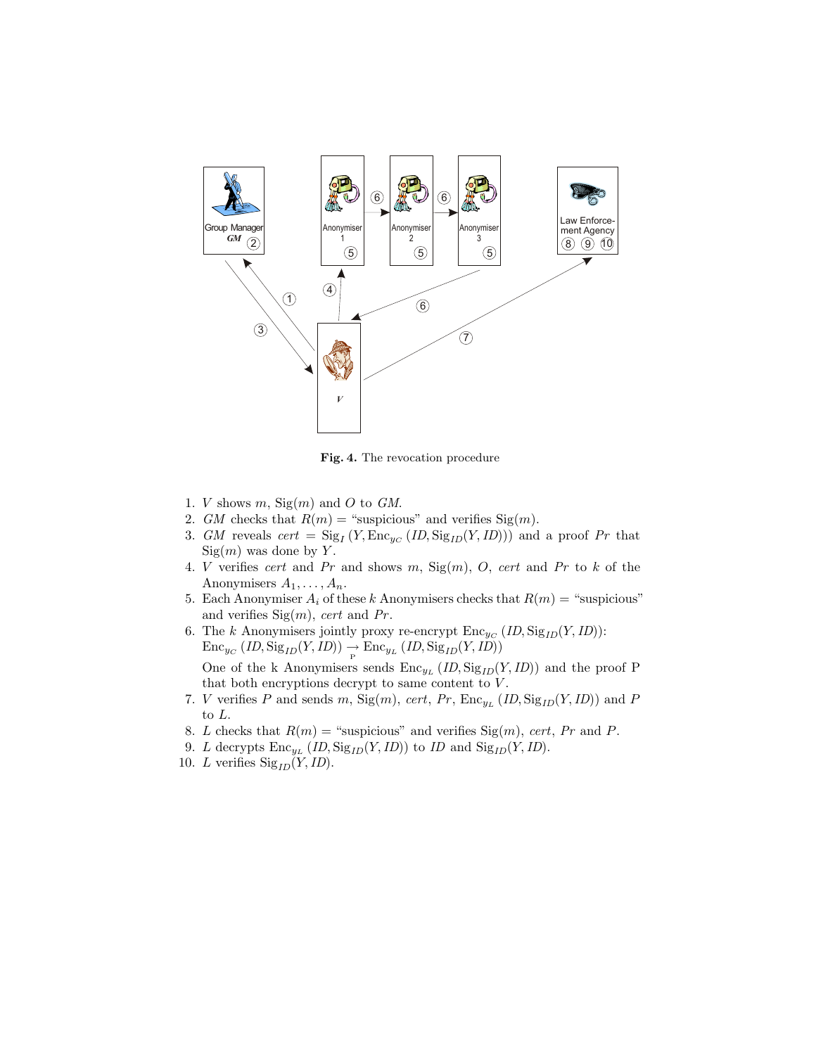**Fig. 4.** The revocation procedure

1. $V$ shows $m$, $\text{Sig}(m)$ and $O$ to *GM*.
2. *GM* checks that $R(m) =$ "suspicious" and verifies $\text{Sig}(m)$.
3. *GM* reveals $cert = \text{Sig}_I(Y, \text{Enc}_{y_C}(ID, \text{Sig}_{ID}(Y, ID)))$ and a proof $Pr$ that $\text{Sig}(m)$ was done by $Y$.
4. $V$ verifies $cert$ and $Pr$ and shows $m$, $\text{Sig}(m)$, $O$, $cert$ and $Pr$ to $k$ of the Anonymisers $A_1, \ldots, A_n$.
5. Each Anonymiser $A_i$ of these $k$ Anonymisers checks that $R(m) =$ "suspicious" and verifies $\text{Sig}(m)$, $cert$ and $Pr$.
6. The $k$ Anonymisers jointly proxy re-encrypt $\text{Enc}_{y_C}(ID, \text{Sig}_{ID}(Y, ID))$:
   $\text{Enc}_{y_C}(ID, \text{Sig}_{ID}(Y, ID)) \underset{\text{P}}{\rightarrow} \text{Enc}_{y_L}(ID, \text{Sig}_{ID}(Y, ID))$
   One of the k Anonymisers sends $\text{Enc}_{y_L}(ID, \text{Sig}_{ID}(Y, ID))$ and the proof P that both encryptions decrypt to same content to $V$.
7. $V$ verifies $P$ and sends $m$, $\text{Sig}(m)$, $cert$, $Pr$, $\text{Enc}_{y_L}(ID, \text{Sig}_{ID}(Y, ID))$ and $P$ to $L$.
8. $L$ checks that $R(m) =$ "suspicious" and verifies $\text{Sig}(m)$, $cert$, $Pr$ and $P$.
9. $L$ decrypts $\text{Enc}_{y_L}(ID, \text{Sig}_{ID}(Y, ID))$ to $ID$ and $\text{Sig}_{ID}(Y, ID)$.
10. $L$ verifies $\text{Sig}_{ID}(Y, ID)$.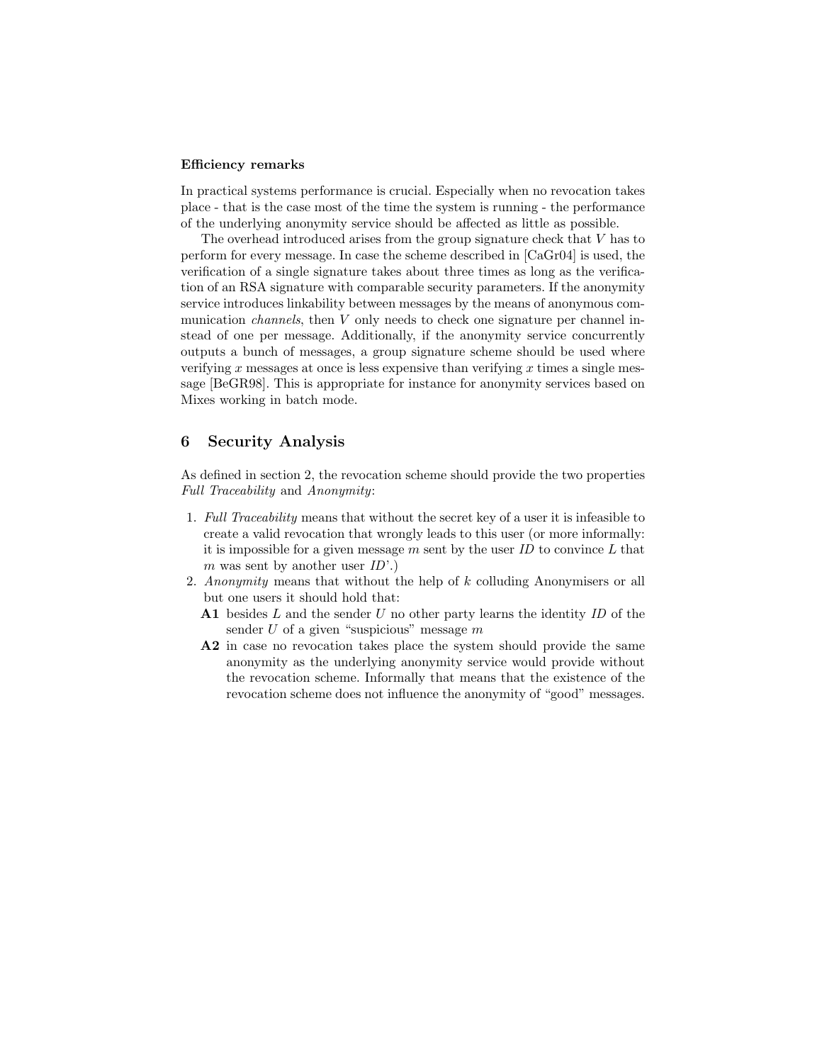**Efficiency remarks**

In practical systems performance is crucial. Especially when no revocation takes place - that is the case most of the time the system is running - the performance of the underlying anonymity service should be affected as little as possible.

The overhead introduced arises from the group signature check that $V$ has to perform for every message. In case the scheme described in [CaGr04] is used, the verification of a single signature takes about three times as long as the verification of an RSA signature with comparable security parameters. If the anonymity service introduces linkability between messages by the means of anonymous communication *channels*, then $V$ only needs to check one signature per channel instead of one per message. Additionally, if the anonymity service concurrently outputs a bunch of messages, a group signature scheme should be used where verifying $x$ messages at once is less expensive than verifying $x$ times a single message [BeGR98]. This is appropriate for instance for anonymity services based on Mixes working in batch mode.

## 6 Security Analysis

As defined in section 2, the revocation scheme should provide the two properties *Full Traceability* and *Anonymity*:

1. *Full Traceability* means that without the secret key of a user it is infeasible to create a valid revocation that wrongly leads to this user (or more informally: it is impossible for a given message $m$ sent by the user $ID$ to convince $L$ that $m$ was sent by another user $ID$'.)
2. *Anonymity* means that without the help of $k$ colluding Anonymisers or all but one users it should hold that:
   - **A1** besides $L$ and the sender $U$ no other party learns the identity $ID$ of the sender $U$ of a given "suspicious" message $m$
   - **A2** in case no revocation takes place the system should provide the same anonymity as the underlying anonymity service would provide without the revocation scheme. Informally that means that the existence of the revocation scheme does not influence the anonymity of "good" messages.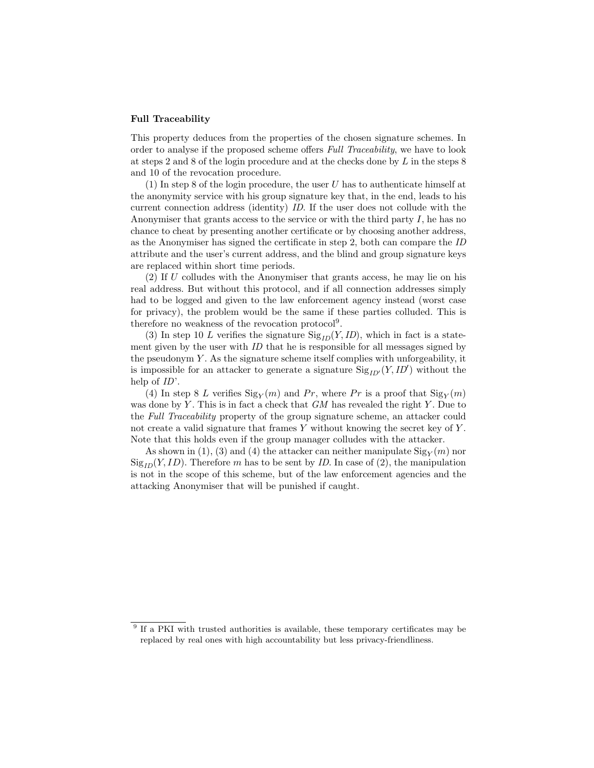**Full Traceability**

This property deduces from the properties of the chosen signature schemes. In order to analyse if the proposed scheme offers *Full Traceability*, we have to look at steps 2 and 8 of the login procedure and at the checks done by $L$ in the steps 8 and 10 of the revocation procedure.

(1) In step 8 of the login procedure, the user $U$ has to authenticate himself at the anonymity service with his group signature key that, in the end, leads to his current connection address (identity) *ID*. If the user does not collude with the Anonymiser that grants access to the service or with the third party $I$, he has no chance to cheat by presenting another certificate or by choosing another address, as the Anonymiser has signed the certificate in step 2, both can compare the *ID* attribute and the user's current address, and the blind and group signature keys are replaced within short time periods.

(2) If $U$ colludes with the Anonymiser that grants access, he may lie on his real address. But without this protocol, and if all connection addresses simply had to be logged and given to the law enforcement agency instead (worst case for privacy), the problem would be the same if these parties colluded. This is therefore no weakness of the revocation protocol[9].

(3) In step 10 $L$ verifies the signature $\mathrm{Sig}_{ID}(Y, ID)$, which in fact is a statement given by the user with *ID* that he is responsible for all messages signed by the pseudonym $Y$. As the signature scheme itself complies with unforgeability, it is impossible for an attacker to generate a signature $\mathrm{Sig}_{ID'}(Y, ID')$ without the help of *ID*'.

(4) In step 8 $L$ verifies $\mathrm{Sig}_Y(m)$ and $Pr$, where $Pr$ is a proof that $\mathrm{Sig}_Y(m)$ was done by $Y$. This is in fact a check that $GM$ has revealed the right $Y$. Due to the *Full Traceability* property of the group signature scheme, an attacker could not create a valid signature that frames $Y$ without knowing the secret key of $Y$. Note that this holds even if the group manager colludes with the attacker.

As shown in (1), (3) and (4) the attacker can neither manipulate $\mathrm{Sig}_Y(m)$ nor $\mathrm{Sig}_{ID}(Y, ID)$. Therefore $m$ has to be sent by *ID*. In case of (2), the manipulation is not in the scope of this scheme, but of the law enforcement agencies and the attacking Anonymiser that will be punished if caught.

[9] If a PKI with trusted authorities is available, these temporary certificates may be replaced by real ones with high accountability but less privacy-friendliness.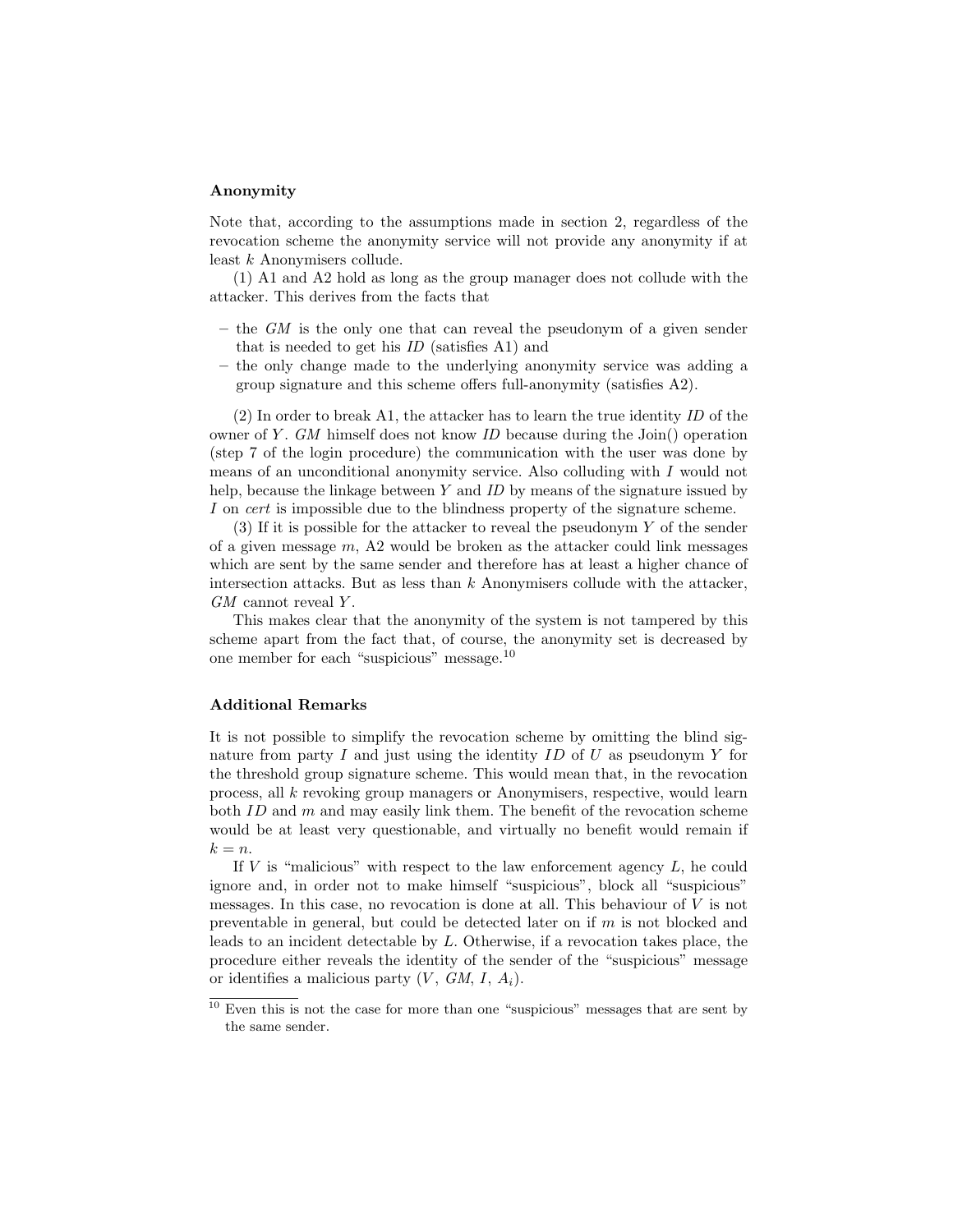### Anonymity

Note that, according to the assumptions made in section 2, regardless of the revocation scheme the anonymity service will not provide any anonymity if at least $k$ Anonymisers collude.

(1) A1 and A2 hold as long as the group manager does not collude with the attacker. This derives from the facts that

- the *GM* is the only one that can reveal the pseudonym of a given sender that is needed to get his *ID* (satisfies A1) and
- the only change made to the underlying anonymity service was adding a group signature and this scheme offers full-anonymity (satisfies A2).

(2) In order to break A1, the attacker has to learn the true identity *ID* of the owner of $Y$. *GM* himself does not know *ID* because during the Join() operation (step 7 of the login procedure) the communication with the user was done by means of an unconditional anonymity service. Also colluding with $I$ would not help, because the linkage between $Y$ and *ID* by means of the signature issued by $I$ on *cert* is impossible due to the blindness property of the signature scheme.

(3) If it is possible for the attacker to reveal the pseudonym $Y$ of the sender of a given message $m$, A2 would be broken as the attacker could link messages which are sent by the same sender and therefore has at least a higher chance of intersection attacks. But as less than $k$ Anonymisers collude with the attacker, *GM* cannot reveal $Y$.

This makes clear that the anonymity of the system is not tampered by this scheme apart from the fact that, of course, the anonymity set is decreased by one member for each "suspicious" message.[10]

### Additional Remarks

It is not possible to simplify the revocation scheme by omitting the blind signature from party $I$ and just using the identity $ID$ of $U$ as pseudonym $Y$ for the threshold group signature scheme. This would mean that, in the revocation process, all $k$ revoking group managers or Anonymisers, respective, would learn both $ID$ and $m$ and may easily link them. The benefit of the revocation scheme would be at least very questionable, and virtually no benefit would remain if $k = n$.

If $V$ is "malicious" with respect to the law enforcement agency $L$, he could ignore and, in order not to make himself "suspicious", block all "suspicious" messages. In this case, no revocation is done at all. This behaviour of $V$ is not preventable in general, but could be detected later on if $m$ is not blocked and leads to an incident detectable by $L$. Otherwise, if a revocation takes place, the procedure either reveals the identity of the sender of the "suspicious" message or identifies a malicious party ($V$, *GM*, $I$, $A_i$).

[10] Even this is not the case for more than one "suspicious" messages that are sent by the same sender.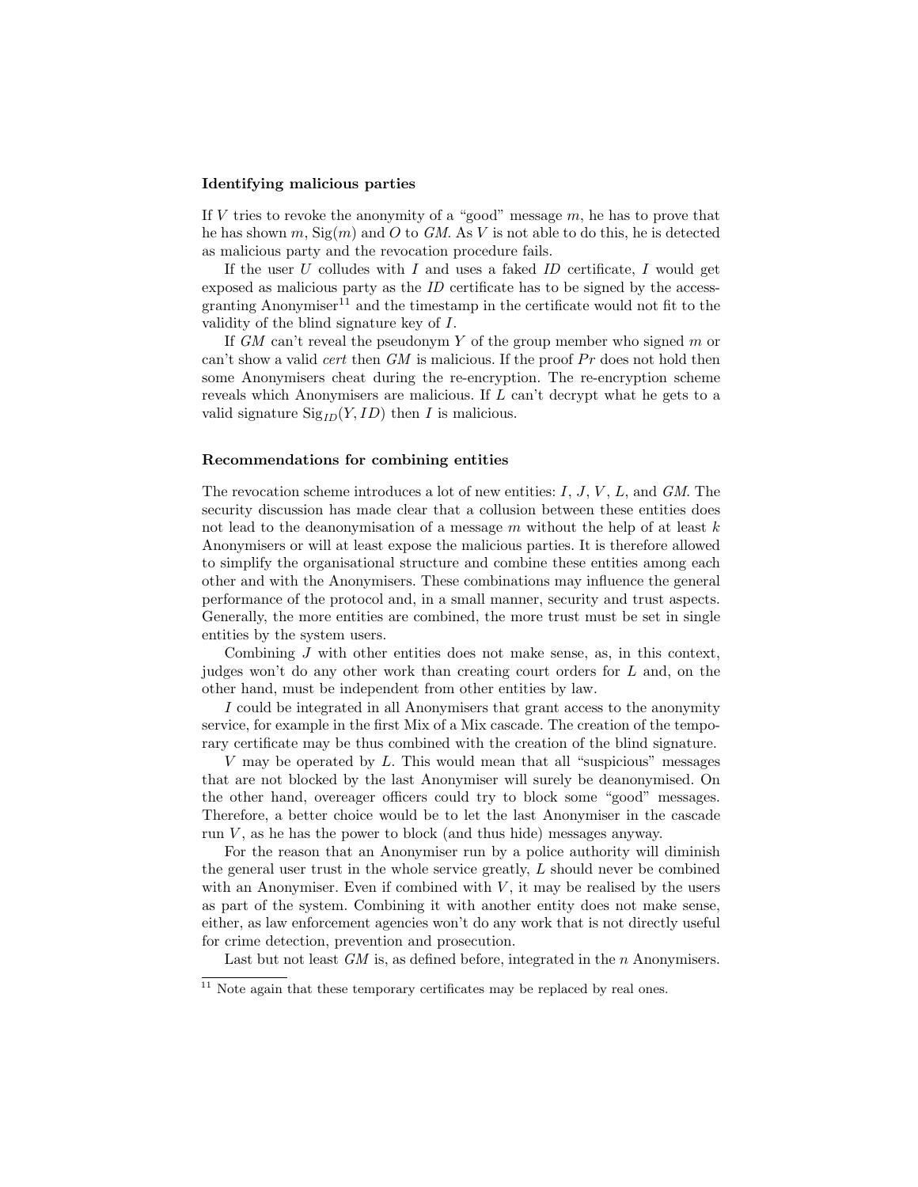### Identifying malicious parties

If $V$ tries to revoke the anonymity of a "good" message $m$, he has to prove that he has shown $m$, $\mathrm{Sig}(m)$ and $O$ to *GM*. As $V$ is not able to do this, he is detected as malicious party and the revocation procedure fails.

If the user $U$ colludes with $I$ and uses a faked *ID* certificate, $I$ would get exposed as malicious party as the *ID* certificate has to be signed by the access-granting Anonymiser[11] and the timestamp in the certificate would not fit to the validity of the blind signature key of $I$.

If *GM* can't reveal the pseudonym $Y$ of the group member who signed $m$ or can't show a valid *cert* then *GM* is malicious. If the proof $Pr$ does not hold then some Anonymisers cheat during the re-encryption. The re-encryption scheme reveals which Anonymisers are malicious. If $L$ can't decrypt what he gets to a valid signature $\mathrm{Sig}_{ID}(Y, ID)$ then $I$ is malicious.

### Recommendations for combining entities

The revocation scheme introduces a lot of new entities: $I$, $J$, $V$, $L$, and *GM*. The security discussion has made clear that a collusion between these entities does not lead to the deanonymisation of a message $m$ without the help of at least $k$ Anonymisers or will at least expose the malicious parties. It is therefore allowed to simplify the organisational structure and combine these entities among each other and with the Anonymisers. These combinations may influence the general performance of the protocol and, in a small manner, security and trust aspects. Generally, the more entities are combined, the more trust must be set in single entities by the system users.

Combining $J$ with other entities does not make sense, as, in this context, judges won't do any other work than creating court orders for $L$ and, on the other hand, must be independent from other entities by law.

$I$ could be integrated in all Anonymisers that grant access to the anonymity service, for example in the first Mix of a Mix cascade. The creation of the temporary certificate may be thus combined with the creation of the blind signature.

$V$ may be operated by $L$. This would mean that all "suspicious" messages that are not blocked by the last Anonymiser will surely be deanonymised. On the other hand, overeager officers could try to block some "good" messages. Therefore, a better choice would be to let the last Anonymiser in the cascade run $V$, as he has the power to block (and thus hide) messages anyway.

For the reason that an Anonymiser run by a police authority will diminish the general user trust in the whole service greatly, $L$ should never be combined with an Anonymiser. Even if combined with $V$, it may be realised by the users as part of the system. Combining it with another entity does not make sense, either, as law enforcement agencies won't do any work that is not directly useful for crime detection, prevention and prosecution.

Last but not least *GM* is, as defined before, integrated in the $n$ Anonymisers.

[11] Note again that these temporary certificates may be replaced by real ones.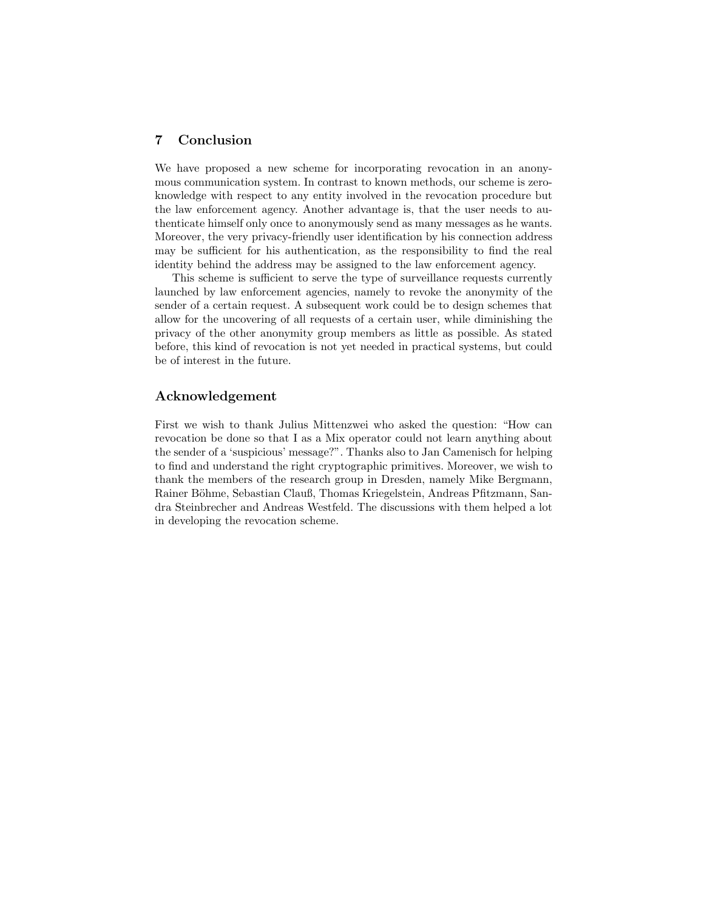## 7 Conclusion

We have proposed a new scheme for incorporating revocation in an anonymous communication system. In contrast to known methods, our scheme is zero-knowledge with respect to any entity involved in the revocation procedure but the law enforcement agency. Another advantage is, that the user needs to authenticate himself only once to anonymously send as many messages as he wants. Moreover, the very privacy-friendly user identification by his connection address may be sufficient for his authentication, as the responsibility to find the real identity behind the address may be assigned to the law enforcement agency.

This scheme is sufficient to serve the type of surveillance requests currently launched by law enforcement agencies, namely to revoke the anonymity of the sender of a certain request. A subsequent work could be to design schemes that allow for the uncovering of all requests of a certain user, while diminishing the privacy of the other anonymity group members as little as possible. As stated before, this kind of revocation is not yet needed in practical systems, but could be of interest in the future.

## Acknowledgement

First we wish to thank Julius Mittenzwei who asked the question: "How can revocation be done so that I as a Mix operator could not learn anything about the sender of a 'suspicious' message?". Thanks also to Jan Camenisch for helping to find and understand the right cryptographic primitives. Moreover, we wish to thank the members of the research group in Dresden, namely Mike Bergmann, Rainer Böhme, Sebastian Clauß, Thomas Kriegelstein, Andreas Pfitzmann, Sandra Steinbrecher and Andreas Westfeld. The discussions with them helped a lot in developing the revocation scheme.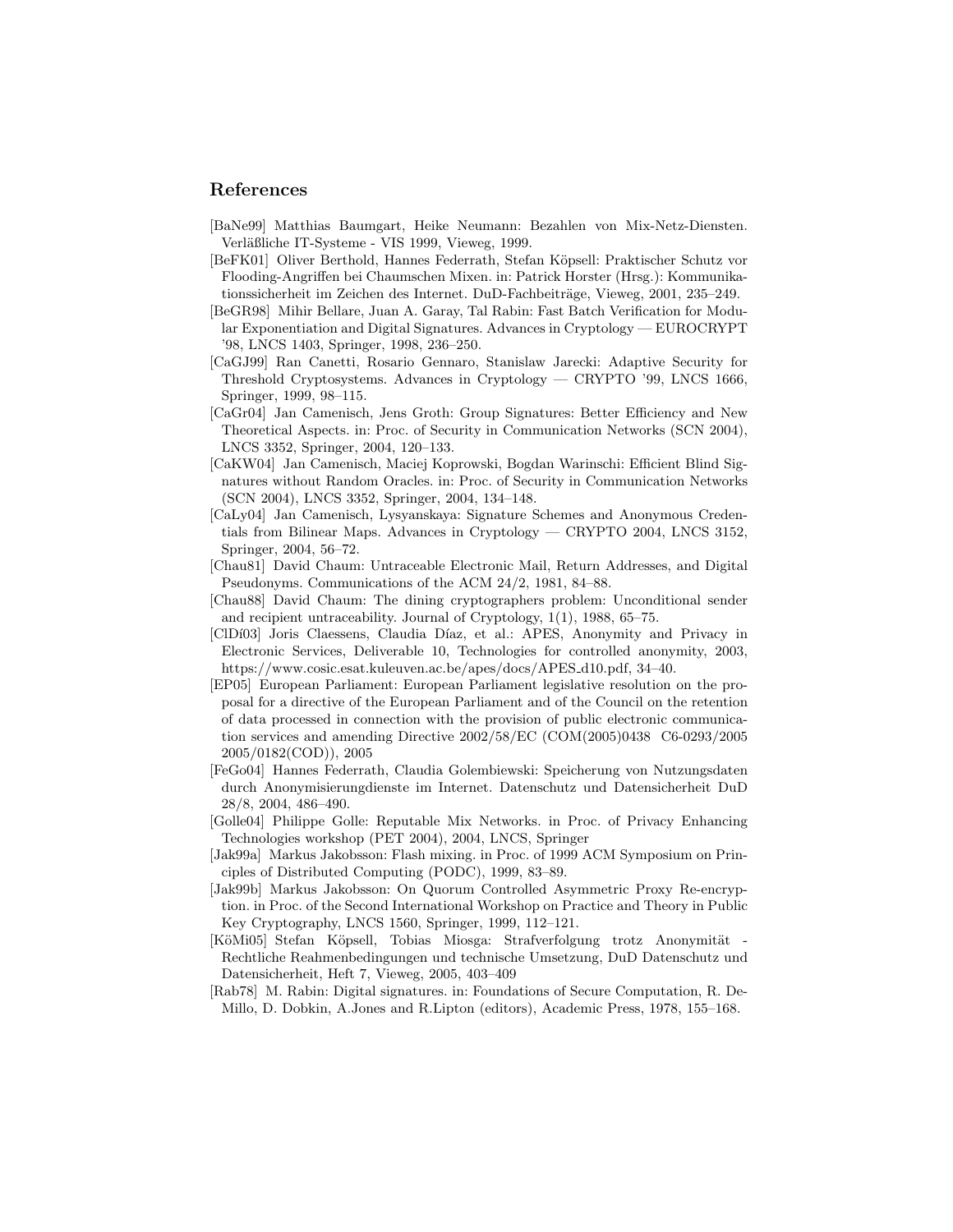## References

[BaNe99] Matthias Baumgart, Heike Neumann: Bezahlen von Mix-Netz-Diensten. Verläßliche IT-Systeme - VIS 1999, Vieweg, 1999.

[BeFK01] Oliver Berthold, Hannes Federrath, Stefan Köpsell: Praktischer Schutz vor Flooding-Angriffen bei Chaumschen Mixen. in: Patrick Horster (Hrsg.): Kommunikationssicherheit im Zeichen des Internet. DuD-Fachbeiträge, Vieweg, 2001, 235–249.

[BeGR98] Mihir Bellare, Juan A. Garay, Tal Rabin: Fast Batch Verification for Modular Exponentiation and Digital Signatures. Advances in Cryptology — EUROCRYPT '98, LNCS 1403, Springer, 1998, 236–250.

[CaGJ99] Ran Canetti, Rosario Gennaro, Stanislaw Jarecki: Adaptive Security for Threshold Cryptosystems. Advances in Cryptology — CRYPTO '99, LNCS 1666, Springer, 1999, 98–115.

[CaGr04] Jan Camenisch, Jens Groth: Group Signatures: Better Efficiency and New Theoretical Aspects. in: Proc. of Security in Communication Networks (SCN 2004), LNCS 3352, Springer, 2004, 120–133.

[CaKW04] Jan Camenisch, Maciej Koprowski, Bogdan Warinschi: Efficient Blind Signatures without Random Oracles. in: Proc. of Security in Communication Networks (SCN 2004), LNCS 3352, Springer, 2004, 134–148.

[CaLy04] Jan Camenisch, Lysyanskaya: Signature Schemes and Anonymous Credentials from Bilinear Maps. Advances in Cryptology — CRYPTO 2004, LNCS 3152, Springer, 2004, 56–72.

[Chau81] David Chaum: Untraceable Electronic Mail, Return Addresses, and Digital Pseudonyms. Communications of the ACM 24/2, 1981, 84–88.

[Chau88] David Chaum: The dining cryptographers problem: Unconditional sender and recipient untraceability. Journal of Cryptology, 1(1), 1988, 65–75.

[ClDí03] Joris Claessens, Claudia Díaz, et al.: APES, Anonymity and Privacy in Electronic Services, Deliverable 10, Technologies for controlled anonymity, 2003, https://www.cosic.esat.kuleuven.ac.be/apes/docs/APES_d10.pdf, 34–40.

[EP05] European Parliament: European Parliament legislative resolution on the proposal for a directive of the European Parliament and of the Council on the retention of data processed in connection with the provision of public electronic communication services and amending Directive 2002/58/EC (COM(2005)0438 C6-0293/2005 2005/0182(COD)), 2005

[FeGo04] Hannes Federrath, Claudia Golembiewski: Speicherung von Nutzungsdaten durch Anonymisierungdienste im Internet. Datenschutz und Datensicherheit DuD 28/8, 2004, 486–490.

[Golle04] Philippe Golle: Reputable Mix Networks. in Proc. of Privacy Enhancing Technologies workshop (PET 2004), 2004, LNCS, Springer

[Jak99a] Markus Jakobsson: Flash mixing. in Proc. of 1999 ACM Symposium on Principles of Distributed Computing (PODC), 1999, 83–89.

[Jak99b] Markus Jakobsson: On Quorum Controlled Asymmetric Proxy Re-encryption. in Proc. of the Second International Workshop on Practice and Theory in Public Key Cryptography, LNCS 1560, Springer, 1999, 112–121.

[KöMi05] Stefan Köpsell, Tobias Miosga: Strafverfolgung trotz Anonymität - Rechtliche Reahmenbedingungen und technische Umsetzung, DuD Datenschutz und Datensicherheit, Heft 7, Vieweg, 2005, 403–409

[Rab78] M. Rabin: Digital signatures. in: Foundations of Secure Computation, R. De-Millo, D. Dobkin, A.Jones and R.Lipton (editors), Academic Press, 1978, 155–168.